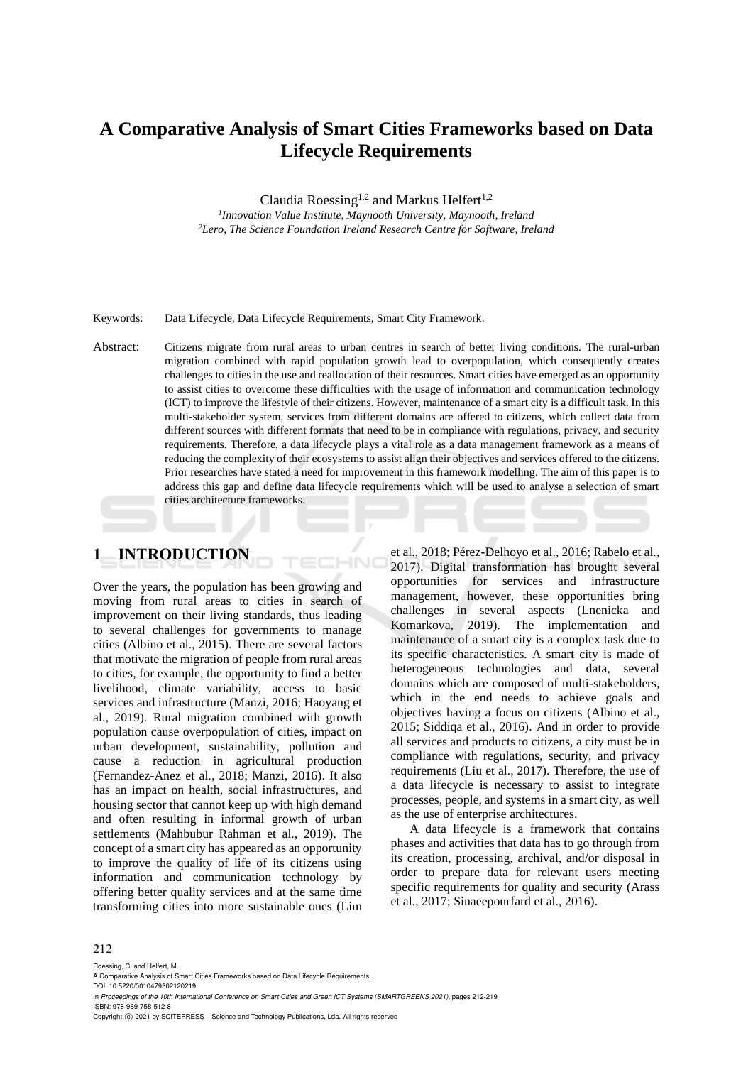# A Comparative Analysis of Smart Cities Frameworks based on Data Lifecycle Requirements

Claudia Roessing[1,2] and Markus Helfert[1,2]

[1]*Innovation Value Institute, Maynooth University, Maynooth, Ireland*
[2]*Lero, The Science Foundation Ireland Research Centre for Software, Ireland*

Keywords: Data Lifecycle, Data Lifecycle Requirements, Smart City Framework.

Abstract: Citizens migrate from rural areas to urban centres in search of better living conditions. The rural-urban migration combined with rapid population growth lead to overpopulation, which consequently creates challenges to cities in the use and reallocation of their resources. Smart cities have emerged as an opportunity to assist cities to overcome these difficulties with the usage of information and communication technology (ICT) to improve the lifestyle of their citizens. However, maintenance of a smart city is a difficult task. In this multi-stakeholder system, services from different domains are offered to citizens, which collect data from different sources with different formats that need to be in compliance with regulations, privacy, and security requirements. Therefore, a data lifecycle plays a vital role as a data management framework as a means of reducing the complexity of their ecosystems to assist align their objectives and services offered to the citizens. Prior researches have stated a need for improvement in this framework modelling. The aim of this paper is to address this gap and define data lifecycle requirements which will be used to analyse a selection of smart cities architecture frameworks.

## 1 INTRODUCTION

Over the years, the population has been growing and moving from rural areas to cities in search of improvement on their living standards, thus leading to several challenges for governments to manage cities (Albino et al., 2015). There are several factors that motivate the migration of people from rural areas to cities, for example, the opportunity to find a better livelihood, climate variability, access to basic services and infrastructure (Manzi, 2016; Haoyang et al., 2019). Rural migration combined with growth population cause overpopulation of cities, impact on urban development, sustainability, pollution and cause a reduction in agricultural production (Fernandez-Anez et al., 2018; Manzi, 2016). It also has an impact on health, social infrastructures, and housing sector that cannot keep up with high demand and often resulting in informal growth of urban settlements (Mahbubur Rahman et al., 2019). The concept of a smart city has appeared as an opportunity to improve the quality of life of its citizens using information and communication technology by offering better quality services and at the same time transforming cities into more sustainable ones (Lim et al., 2018; Pérez-Delhoyo et al., 2016; Rabelo et al., 2017). Digital transformation has brought several opportunities for services and infrastructure management, however, these opportunities bring challenges in several aspects (Lnenicka and Komarkova, 2019). The implementation and maintenance of a smart city is a complex task due to its specific characteristics. A smart city is made of heterogeneous technologies and data, several domains which are composed of multi-stakeholders, which in the end needs to achieve goals and objectives having a focus on citizens (Albino et al., 2015; Siddiqa et al., 2016). And in order to provide all services and products to citizens, a city must be in compliance with regulations, security, and privacy requirements (Liu et al., 2017). Therefore, the use of a data lifecycle is necessary to assist to integrate processes, people, and systems in a smart city, as well as the use of enterprise architectures.

A data lifecycle is a framework that contains phases and activities that data has to go through from its creation, processing, archival, and/or disposal in order to prepare data for relevant users meeting specific requirements for quality and security (Arass et al., 2017; Sinaeepourfard et al., 2016).

Roessing, C. and Helfert, M.
A Comparative Analysis of Smart Cities Frameworks based on Data Lifecycle Requirements.
DOI: 10.5220/0010479302120219
In *Proceedings of the 10th International Conference on Smart Cities and Green ICT Systems (SMARTGREENS 2021)*, pages 212-219
ISBN: 978-989-758-512-8
Copyright © 2021 by SCITEPRESS – Science and Technology Publications, Lda. All rights reserved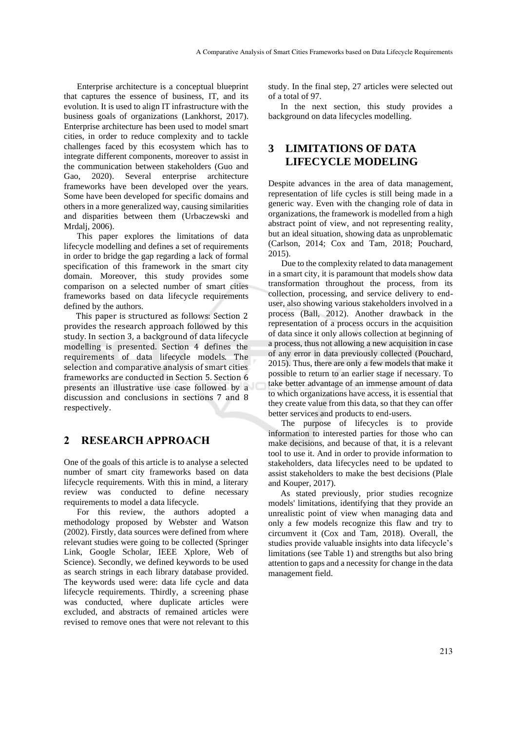Enterprise architecture is a conceptual blueprint that captures the essence of business, IT, and its evolution. It is used to align IT infrastructure with the business goals of organizations (Lankhorst, 2017). Enterprise architecture has been used to model smart cities, in order to reduce complexity and to tackle challenges faced by this ecosystem which has to integrate different components, moreover to assist in the communication between stakeholders (Guo and Gao, 2020). Several enterprise architecture frameworks have been developed over the years. Some have been developed for specific domains and others in a more generalized way, causing similarities and disparities between them (Urbaczewski and Mrdalj, 2006).

This paper explores the limitations of data lifecycle modelling and defines a set of requirements in order to bridge the gap regarding a lack of formal specification of this framework in the smart city domain. Moreover, this study provides some comparison on a selected number of smart cities frameworks based on data lifecycle requirements defined by the authors.

This paper is structured as follows: Section 2 provides the research approach followed by this study. In section 3, a background of data lifecycle modelling is presented. Section 4 defines the requirements of data lifecycle models. The selection and comparative analysis of smart cities frameworks are conducted in Section 5. Section 6 presents an illustrative use case followed by a discussion and conclusions in sections 7 and 8 respectively.

## 2 RESEARCH APPROACH

One of the goals of this article is to analyse a selected number of smart city frameworks based on data lifecycle requirements. With this in mind, a literary review was conducted to define necessary requirements to model a data lifecycle.

For this review, the authors adopted a methodology proposed by Webster and Watson (2002). Firstly, data sources were defined from where relevant studies were going to be collected (Springer Link, Google Scholar, IEEE Xplore, Web of Science). Secondly, we defined keywords to be used as search strings in each library database provided. The keywords used were: data life cycle and data lifecycle requirements. Thirdly, a screening phase was conducted, where duplicate articles were excluded, and abstracts of remained articles were revised to remove ones that were not relevant to this study. In the final step, 27 articles were selected out of a total of 97.

In the next section, this study provides a background on data lifecycles modelling.

## 3 LIMITATIONS OF DATA LIFECYCLE MODELING

Despite advances in the area of data management, representation of life cycles is still being made in a generic way. Even with the changing role of data in organizations, the framework is modelled from a high abstract point of view, and not representing reality, but an ideal situation, showing data as unproblematic (Carlson, 2014; Cox and Tam, 2018; Pouchard, 2015).

Due to the complexity related to data management in a smart city, it is paramount that models show data transformation throughout the process, from its collection, processing, and service delivery to end-user, also showing various stakeholders involved in a process (Ball, 2012). Another drawback in the representation of a process occurs in the acquisition of data since it only allows collection at beginning of a process, thus not allowing a new acquisition in case of any error in data previously collected (Pouchard, 2015). Thus, there are only a few models that make it possible to return to an earlier stage if necessary. To take better advantage of an immense amount of data to which organizations have access, it is essential that they create value from this data, so that they can offer better services and products to end-users.

The purpose of lifecycles is to provide information to interested parties for those who can make decisions, and because of that, it is a relevant tool to use it. And in order to provide information to stakeholders, data lifecycles need to be updated to assist stakeholders to make the best decisions (Plale and Kouper, 2017).

As stated previously, prior studies recognize models' limitations, identifying that they provide an unrealistic point of view when managing data and only a few models recognize this flaw and try to circumvent it (Cox and Tam, 2018). Overall, the studies provide valuable insights into data lifecycle's limitations (see Table 1) and strengths but also bring attention to gaps and a necessity for change in the data management field.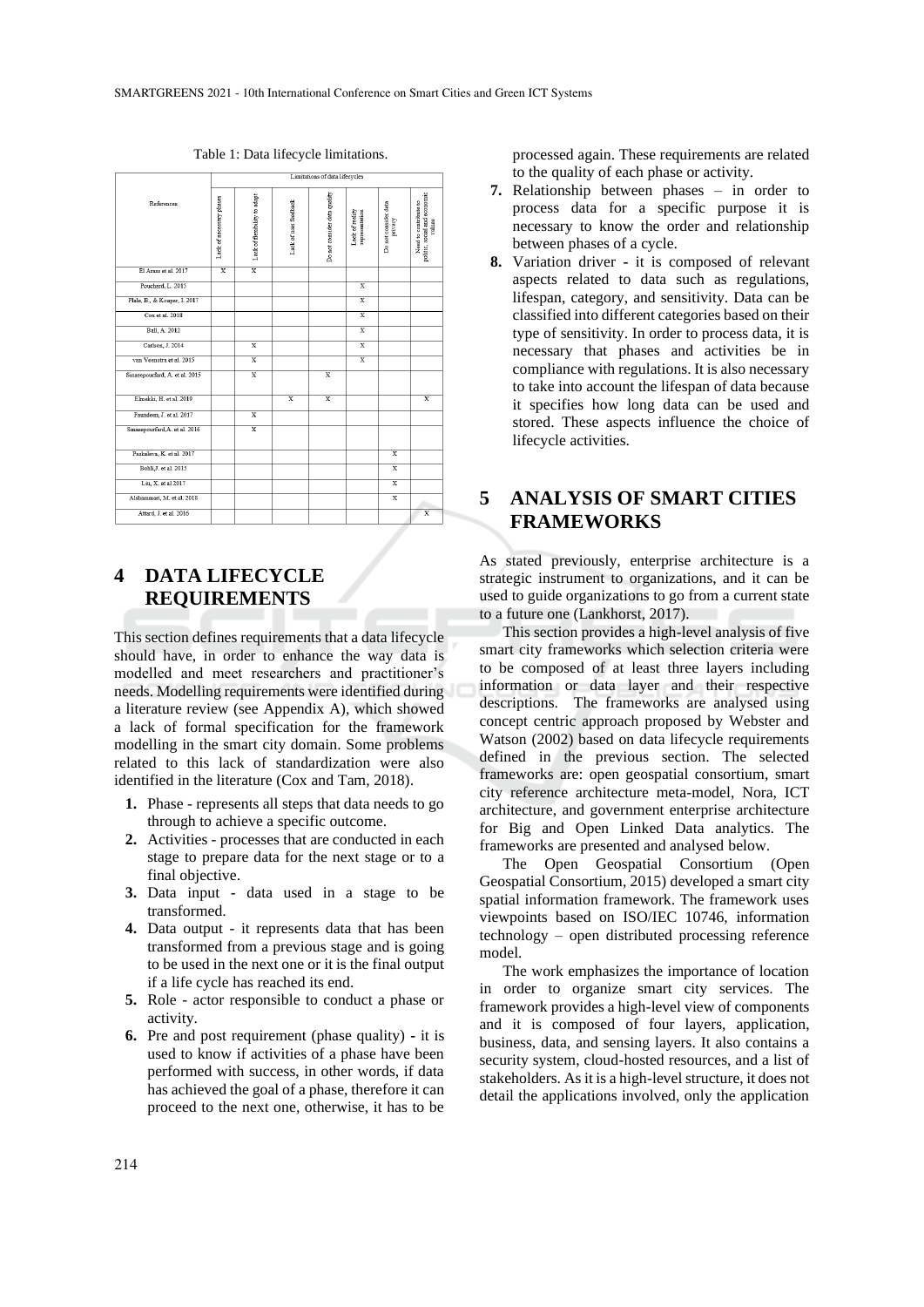Table 1: Data lifecycle limitations.

| References | Limitations of data lifecycles | | | | | | |
|---|---|---|---|---|---|---|---|
| | Lack of necessary phases | Lack of flexibility to adapt | Lack of user feedback | Do not consider data quality | Lack of reality representation | Do not consider data privacy | Need to contribute to politic, social and economic values |
| El Arass et al. 2017 | X | X | | | | | |
| Pouchard, L. 2015 | | | | | X | | |
| Plale, B., & Kouper, I. 2017 | | | | | X | | |
| Cox et al. 2018 | | | | | X | | |
| Ball, A. 2012 | | | | | X | | |
| Carlson, J. 2014 | | X | | | X | | |
| van Veenstra et al. 2015 | | X | | | X | | |
| Sinaeepourfard, A. et al. 2015 | | X | | X | | | |
| Elmekki, H. et al. 2019 | | | X | X | | | X |
| Faundeen, J. et al. 2017 | | X | | | | | |
| Sinaeepourfard,A. et al. 2016 | | X | | | | | |
| Paskaleva, K. et al. 2017 | | | | | | X | |
| Bohli,J. et al. 2015 | | | | | | X | |
| Liu, X. et al 2017 | | | | | | X | |
| Alshuaimari, M. et al. 2018 | | | | | | X | |
| Attard, J. et al. 2016 | | | | | | | X |

## 4 DATA LIFECYCLE REQUIREMENTS

This section defines requirements that a data lifecycle should have, in order to enhance the way data is modelled and meet researchers and practitioner's needs. Modelling requirements were identified during a literature review (see Appendix A), which showed a lack of formal specification for the framework modelling in the smart city domain. Some problems related to this lack of standardization were also identified in the literature (Cox and Tam, 2018).

1. Phase - represents all steps that data needs to go through to achieve a specific outcome.
2. Activities - processes that are conducted in each stage to prepare data for the next stage or to a final objective.
3. Data input - data used in a stage to be transformed.
4. Data output - it represents data that has been transformed from a previous stage and is going to be used in the next one or it is the final output if a life cycle has reached its end.
5. Role - actor responsible to conduct a phase or activity.
6. Pre and post requirement (phase quality) - it is used to know if activities of a phase have been performed with success, in other words, if data has achieved the goal of a phase, therefore it can proceed to the next one, otherwise, it has to be processed again. These requirements are related to the quality of each phase or activity.
7. Relationship between phases – in order to process data for a specific purpose it is necessary to know the order and relationship between phases of a cycle.
8. Variation driver - it is composed of relevant aspects related to data such as regulations, lifespan, category, and sensitivity. Data can be classified into different categories based on their type of sensitivity. In order to process data, it is necessary that phases and activities be in compliance with regulations. It is also necessary to take into account the lifespan of data because it specifies how long data can be used and stored. These aspects influence the choice of lifecycle activities.

## 5 ANALYSIS OF SMART CITIES FRAMEWORKS

As stated previously, enterprise architecture is a strategic instrument to organizations, and it can be used to guide organizations to go from a current state to a future one (Lankhorst, 2017).

This section provides a high-level analysis of five smart city frameworks which selection criteria were to be composed of at least three layers including information or data layer and their respective descriptions. The frameworks are analysed using concept centric approach proposed by Webster and Watson (2002) based on data lifecycle requirements defined in the previous section. The selected frameworks are: open geospatial consortium, smart city reference architecture meta-model, Nora, ICT architecture, and government enterprise architecture for Big and Open Linked Data analytics. The frameworks are presented and analysed below.

The Open Geospatial Consortium (Open Geospatial Consortium, 2015) developed a smart city spatial information framework. The framework uses viewpoints based on ISO/IEC 10746, information technology – open distributed processing reference model.

The work emphasizes the importance of location in order to organize smart city services. The framework provides a high-level view of components and it is composed of four layers, application, business, data, and sensing layers. It also contains a security system, cloud-hosted resources, and a list of stakeholders. As it is a high-level structure, it does not detail the applications involved, only the application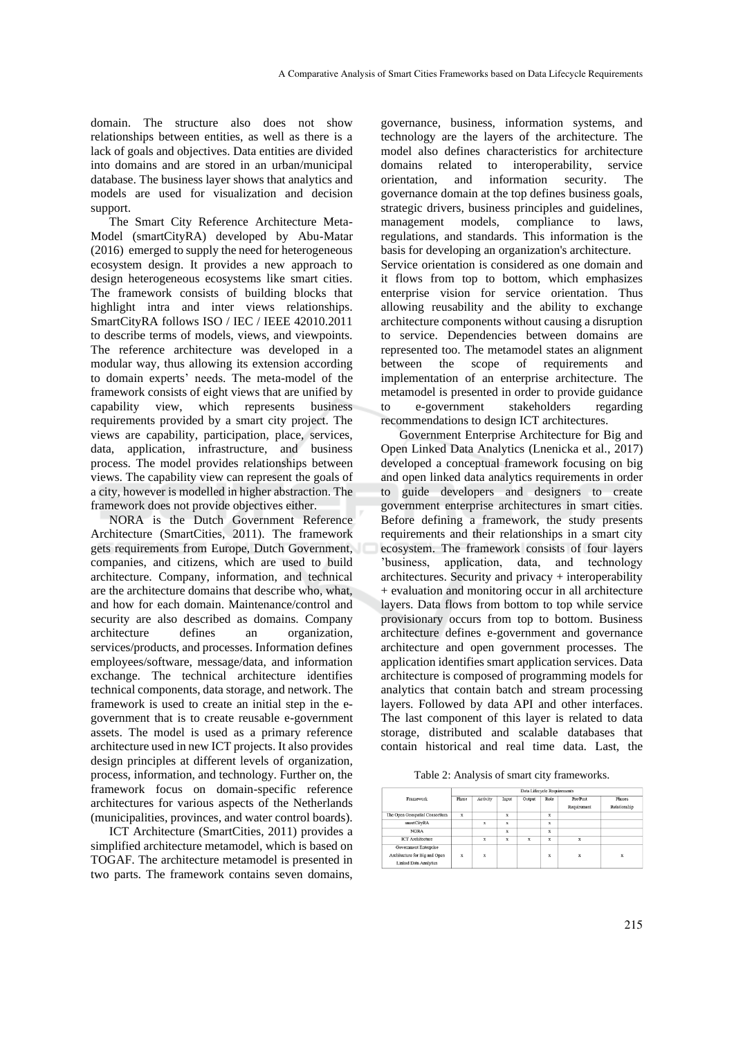domain. The structure also does not show relationships between entities, as well as there is a lack of goals and objectives. Data entities are divided into domains and are stored in an urban/municipal database. The business layer shows that analytics and models are used for visualization and decision support.

The Smart City Reference Architecture Meta-Model (smartCityRA) developed by Abu-Matar (2016) emerged to supply the need for heterogeneous ecosystem design. It provides a new approach to design heterogeneous ecosystems like smart cities. The framework consists of building blocks that highlight intra and inter views relationships. SmartCityRA follows ISO / IEC / IEEE 42010.2011 to describe terms of models, views, and viewpoints. The reference architecture was developed in a modular way, thus allowing its extension according to domain experts' needs. The meta-model of the framework consists of eight views that are unified by capability view, which represents business requirements provided by a smart city project. The views are capability, participation, place, services, data, application, infrastructure, and business process. The model provides relationships between views. The capability view can represent the goals of a city, however is modelled in higher abstraction. The framework does not provide objectives either.

NORA is the Dutch Government Reference Architecture (SmartCities, 2011). The framework gets requirements from Europe, Dutch Government, companies, and citizens, which are used to build architecture. Company, information, and technical are the architecture domains that describe who, what, and how for each domain. Maintenance/control and security are also described as domains. Company architecture defines an organization, services/products, and processes. Information defines employees/software, message/data, and information exchange. The technical architecture identifies technical components, data storage, and network. The framework is used to create an initial step in the e-government that is to create reusable e-government assets. The model is used as a primary reference architecture used in new ICT projects. It also provides design principles at different levels of organization, process, information, and technology. Further on, the framework focus on domain-specific reference architectures for various aspects of the Netherlands (municipalities, provinces, and water control boards).

ICT Architecture (SmartCities, 2011) provides a simplified architecture metamodel, which is based on TOGAF. The architecture metamodel is presented in two parts. The framework contains seven domains, governance, business, information systems, and technology are the layers of the architecture. The model also defines characteristics for architecture domains related to interoperability, service orientation, and information security. The governance domain at the top defines business goals, strategic drivers, business principles and guidelines, management models, compliance to laws, regulations, and standards. This information is the basis for developing an organization's architecture.
Service orientation is considered as one domain and it flows from top to bottom, which emphasizes enterprise vision for service orientation. Thus allowing reusability and the ability to exchange architecture components without causing a disruption to service. Dependencies between domains are represented too. The metamodel states an alignment between the scope of requirements and implementation of an enterprise architecture. The metamodel is presented in order to provide guidance to e-government stakeholders regarding recommendations to design ICT architectures.

Government Enterprise Architecture for Big and Open Linked Data Analytics (Lnenicka et al., 2017) developed a conceptual framework focusing on big and open linked data analytics requirements in order to guide developers and designers to create government enterprise architectures in smart cities. Before defining a framework, the study presents requirements and their relationships in a smart city ecosystem. The framework consists of four layers 'business, application, data, and technology architectures. Security and privacy + interoperability + evaluation and monitoring occur in all architecture layers. Data flows from bottom to top while service provisionary occurs from top to bottom. Business architecture defines e-government and governance architecture and open government processes. The application identifies smart application services. Data architecture is composed of programming models for analytics that contain batch and stream processing layers. Followed by data API and other interfaces. The last component of this layer is related to data storage, distributed and scalable databases that contain historical and real time data. Last, the

Table 2: Analysis of smart city frameworks.

| Framework | Data Lifecycle Requirements | | | | | | |
|---|---|---|---|---|---|---|---|
| | Phase | Activity | Input | Output | Role | Pre/Post Requirement | Phases Relationship |
| The Open Geospatial Consortium | x | | x | | x | | |
| smartCityRA | | x | x | | x | | |
| NORA | | | x | | x | | |
| ICT Architecture | | x | x | x | x | x | |
| Government Enterprise Architecture for Big and Open Linked Data Analytics | x | x | | | x | x | x |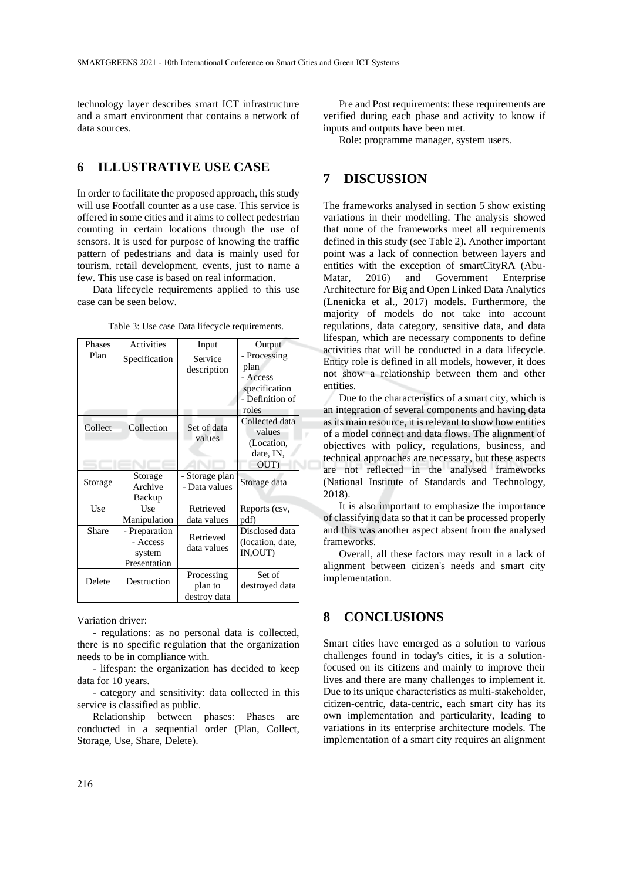technology layer describes smart ICT infrastructure and a smart environment that contains a network of data sources.

## 6 ILLUSTRATIVE USE CASE

In order to facilitate the proposed approach, this study will use Footfall counter as a use case. This service is offered in some cities and it aims to collect pedestrian counting in certain locations through the use of sensors. It is used for purpose of knowing the traffic pattern of pedestrians and data is mainly used for tourism, retail development, events, just to name a few. This use case is based on real information.

Data lifecycle requirements applied to this use case can be seen below.

Table 3: Use case Data lifecycle requirements.

| Phases | Activities | Input | Output |
|---|---|---|---|
| Plan | Specification | Service description | - Processing plan<br>- Access specification<br>- Definition of roles |
| Collect | Collection | Set of data values | Collected data values (Location, date, IN, OUT) |
| Storage | Storage Archive Backup | - Storage plan<br>- Data values | Storage data |
| Use | Use Manipulation | Retrieved data values | Reports (csv, pdf) |
| Share | - Preparation<br>- Access system Presentation | Retrieved data values | Disclosed data (location, date, IN,OUT) |
| Delete | Destruction | Processing plan to destroy data | Set of destroyed data |

Variation driver:

- regulations: as no personal data is collected, there is no specific regulation that the organization needs to be in compliance with.

- lifespan: the organization has decided to keep data for 10 years.

- category and sensitivity: data collected in this service is classified as public.

Relationship between phases: Phases are conducted in a sequential order (Plan, Collect, Storage, Use, Share, Delete).

Pre and Post requirements: these requirements are verified during each phase and activity to know if inputs and outputs have been met.

Role: programme manager, system users.

## 7 DISCUSSION

The frameworks analysed in section 5 show existing variations in their modelling. The analysis showed that none of the frameworks meet all requirements defined in this study (see Table 2). Another important point was a lack of connection between layers and entities with the exception of smartCityRA (Abu-Matar, 2016) and Government Enterprise Architecture for Big and Open Linked Data Analytics (Lnenicka et al., 2017) models. Furthermore, the majority of models do not take into account regulations, data category, sensitive data, and data lifespan, which are necessary components to define activities that will be conducted in a data lifecycle. Entity role is defined in all models, however, it does not show a relationship between them and other entities.

Due to the characteristics of a smart city, which is an integration of several components and having data as its main resource, it is relevant to show how entities of a model connect and data flows. The alignment of objectives with policy, regulations, business, and technical approaches are necessary, but these aspects are not reflected in the analysed frameworks (National Institute of Standards and Technology, 2018).

It is also important to emphasize the importance of classifying data so that it can be processed properly and this was another aspect absent from the analysed frameworks.

Overall, all these factors may result in a lack of alignment between citizen's needs and smart city implementation.

## 8 CONCLUSIONS

Smart cities have emerged as a solution to various challenges found in today's cities, it is a solution-focused on its citizens and mainly to improve their lives and there are many challenges to implement it. Due to its unique characteristics as multi-stakeholder, citizen-centric, data-centric, each smart city has its own implementation and particularity, leading to variations in its enterprise architecture models. The implementation of a smart city requires an alignment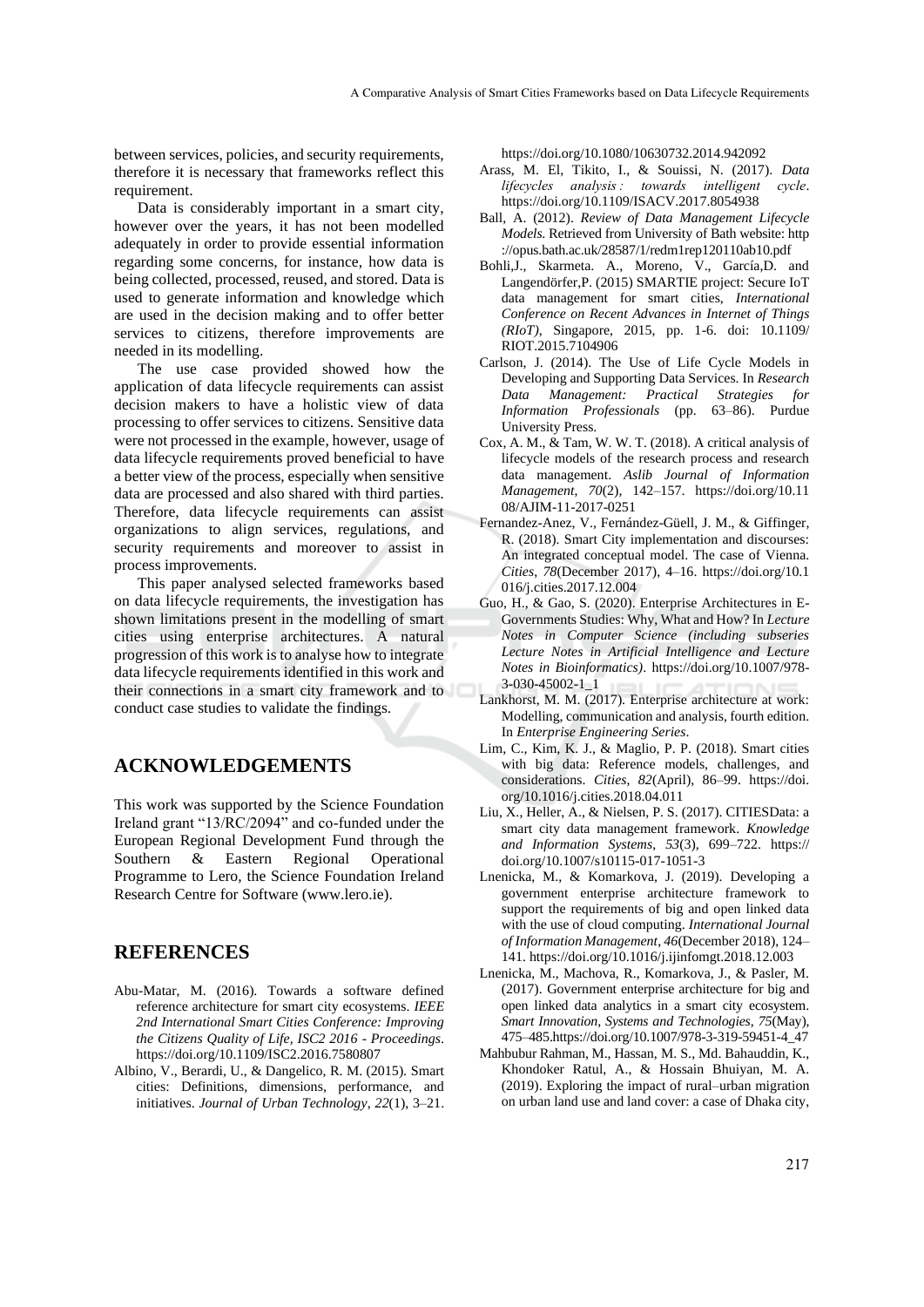between services, policies, and security requirements, therefore it is necessary that frameworks reflect this requirement.

Data is considerably important in a smart city, however over the years, it has not been modelled adequately in order to provide essential information regarding some concerns, for instance, how data is being collected, processed, reused, and stored. Data is used to generate information and knowledge which are used in the decision making and to offer better services to citizens, therefore improvements are needed in its modelling.

The use case provided showed how the application of data lifecycle requirements can assist decision makers to have a holistic view of data processing to offer services to citizens. Sensitive data were not processed in the example, however, usage of data lifecycle requirements proved beneficial to have a better view of the process, especially when sensitive data are processed and also shared with third parties. Therefore, data lifecycle requirements can assist organizations to align services, regulations, and security requirements and moreover to assist in process improvements.

This paper analysed selected frameworks based on data lifecycle requirements, the investigation has shown limitations present in the modelling of smart cities using enterprise architectures. A natural progression of this work is to analyse how to integrate data lifecycle requirements identified in this work and their connections in a smart city framework and to conduct case studies to validate the findings.

## ACKNOWLEDGEMENTS

This work was supported by the Science Foundation Ireland grant "13/RC/2094" and co-funded under the European Regional Development Fund through the Southern & Eastern Regional Operational Programme to Lero, the Science Foundation Ireland Research Centre for Software (www.lero.ie).

## REFERENCES

Abu-Matar, M. (2016). Towards a software defined reference architecture for smart city ecosystems. *IEEE 2nd International Smart Cities Conference: Improving the Citizens Quality of Life, ISC2 2016 - Proceedings*. https://doi.org/10.1109/ISC2.2016.7580807

Albino, V., Berardi, U., & Dangelico, R. M. (2015). Smart cities: Definitions, dimensions, performance, and initiatives. *Journal of Urban Technology*, *22*(1), 3–21. https://doi.org/10.1080/10630732.2014.942092

Arass, M. El, Tikito, I., & Souissi, N. (2017). *Data lifecycles analysis : towards intelligent cycle*. https://doi.org/10.1109/ISACV.2017.8054938

Ball, A. (2012). *Review of Data Management Lifecycle Models.* Retrieved from University of Bath website: http ://opus.bath.ac.uk/28587/1/redm1rep120110ab10.pdf

Bohli,J., Skarmeta. A., Moreno, V., García,D. and Langendörfer,P. (2015) SMARTIE project: Secure IoT data management for smart cities, *International Conference on Recent Advances in Internet of Things (RIoT)*, Singapore, 2015, pp. 1-6. doi: 10.1109/ RIOT.2015.7104906

Carlson, J. (2014). The Use of Life Cycle Models in Developing and Supporting Data Services. In *Research Data Management: Practical Strategies for Information Professionals* (pp. 63–86). Purdue University Press.

Cox, A. M., & Tam, W. W. T. (2018). A critical analysis of lifecycle models of the research process and research data management. *Aslib Journal of Information Management*, *70*(2), 142–157. https://doi.org/10.11 08/AJIM-11-2017-0251

Fernandez-Anez, V., Fernández-Güell, J. M., & Giffinger, R. (2018). Smart City implementation and discourses: An integrated conceptual model. The case of Vienna. *Cities*, *78*(December 2017), 4–16. https://doi.org/10.1 016/j.cities.2017.12.004

Guo, H., & Gao, S. (2020). Enterprise Architectures in E-Governments Studies: Why, What and How? In *Lecture Notes in Computer Science (including subseries Lecture Notes in Artificial Intelligence and Lecture Notes in Bioinformatics)*. https://doi.org/10.1007/978-3-030-45002-1_1

Lankhorst, M. M. (2017). Enterprise architecture at work: Modelling, communication and analysis, fourth edition. In *Enterprise Engineering Series*.

Lim, C., Kim, K. J., & Maglio, P. P. (2018). Smart cities with big data: Reference models, challenges, and considerations. *Cities*, *82*(April), 86–99. https://doi. org/10.1016/j.cities.2018.04.011

Liu, X., Heller, A., & Nielsen, P. S. (2017). CITIESData: a smart city data management framework. *Knowledge and Information Systems*, *53*(3), 699–722. https:// doi.org/10.1007/s10115-017-1051-3

Lnenicka, M., & Komarkova, J. (2019). Developing a government enterprise architecture framework to support the requirements of big and open linked data with the use of cloud computing. *International Journal of Information Management*, *46*(December 2018), 124–141. https://doi.org/10.1016/j.ijinfomgt.2018.12.003

Lnenicka, M., Machova, R., Komarkova, J., & Pasler, M. (2017). Government enterprise architecture for big and open linked data analytics in a smart city ecosystem. *Smart Innovation, Systems and Technologies*, *75*(May), 475–485.https://doi.org/10.1007/978-3-319-59451-4_47

Mahbubur Rahman, M., Hassan, M. S., Md. Bahauddin, K., Khondoker Ratul, A., & Hossain Bhuiyan, M. A. (2019). Exploring the impact of rural–urban migration on urban land use and land cover: a case of Dhaka city,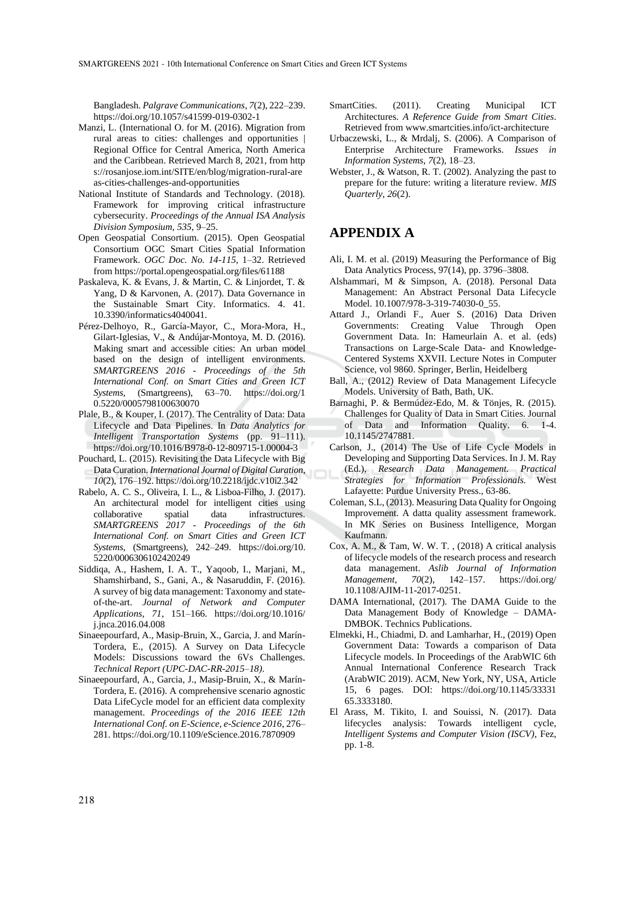Bangladesh. *Palgrave Communications*, *7*(2), 222–239. https://doi.org/10.1057/s41599-019-0302-1

Manzi, L. (International O. for M. (2016). Migration from rural areas to cities: challenges and opportunities | Regional Office for Central America, North America and the Caribbean. Retrieved March 8, 2021, from https://rosanjose.iom.int/SITE/en/blog/migration-rural-areas-cities-challenges-and-opportunities

National Institute of Standards and Technology. (2018). Framework for improving critical infrastructure cybersecurity. *Proceedings of the Annual ISA Analysis Division Symposium*, *535*, 9–25.

Open Geospatial Consortium. (2015). Open Geospatial Consortium OGC Smart Cities Spatial Information Framework. *OGC Doc. No. 14-115*, 1–32. Retrieved from https://portal.opengeospatial.org/files/61188

Paskaleva, K. & Evans, J. & Martin, C. & Linjordet, T. & Yang, D & Karvonen, A. (2017). Data Governance in the Sustainable Smart City. Informatics. 4. 41. 10.3390/informatics4040041.

Pérez-Delhoyo, R., García-Mayor, C., Mora-Mora, H., Gilart-Iglesias, V., & Andújar-Montoya, M. D. (2016). Making smart and accessible cities: An urban model based on the design of intelligent environments. *SMARTGREENS 2016 - Proceedings of the 5th International Conf. on Smart Cities and Green ICT Systems*, (Smartgreens), 63–70. https://doi.org/10.5220/0005798100630070

Plale, B., & Kouper, I. (2017). The Centrality of Data: Data Lifecycle and Data Pipelines. In *Data Analytics for Intelligent Transportation Systems* (pp. 91–111). https://doi.org/10.1016/B978-0-12-809715-1.00004-3

Pouchard, L. (2015). Revisiting the Data Lifecycle with Big Data Curation. *International Journal of Digital Curation*, *10*(2), 176–192. https://doi.org/10.2218/ijdc.v10i2.342

Rabelo, A. C. S., Oliveira, I. L., & Lisboa-Filho, J. (2017). An architectural model for intelligent cities using collaborative spatial data infrastructures. *SMARTGREENS 2017 - Proceedings of the 6th International Conf. on Smart Cities and Green ICT Systems*, (Smartgreens), 242–249. https://doi.org/10.5220/0006306102420249

Siddiqa, A., Hashem, I. A. T., Yaqoob, I., Marjani, M., Shamshirband, S., Gani, A., & Nasaruddin, F. (2016). A survey of big data management: Taxonomy and state-of-the-art. *Journal of Network and Computer Applications*, *71*, 151–166. https://doi.org/10.1016/j.jnca.2016.04.008

Sinaeepourfard, A., Masip-Bruin, X., Garcia, J. and Marín-Tordera, E., (2015). A Survey on Data Lifecycle Models: Discussions toward the 6Vs Challenges. *Technical Report (UPC-DAC-RR-2015–18)*.

Sinaeepourfard, A., Garcia, J., Masip-Bruin, X., & Marín-Tordera, E. (2016). A comprehensive scenario agnostic Data LifeCycle model for an efficient data complexity management. *Proceedings of the 2016 IEEE 12th International Conf. on E-Science, e-Science 2016*, 276–281. https://doi.org/10.1109/eScience.2016.7870909

SmartCities. (2011). Creating Municipal ICT Architectures. *A Reference Guide from Smart Cities*. Retrieved from www.smartcities.info/ict-architecture

Urbaczewski, L., & Mrdalj, S. (2006). A Comparison of Enterprise Architecture Frameworks. *Issues in Information Systems*, *7*(2), 18–23.

Webster, J., & Watson, R. T. (2002). Analyzing the past to prepare for the future: writing a literature review. *MIS Quarterly*, *26*(2).

## APPENDIX A

Ali, I. M. et al. (2019) Measuring the Performance of Big Data Analytics Process, 97(14), pp. 3796–3808.

Alshammari, M & Simpson, A. (2018). Personal Data Management: An Abstract Personal Data Lifecycle Model. 10.1007/978-3-319-74030-0_55.

Attard J., Orlandi F., Auer S. (2016) Data Driven Governments: Creating Value Through Open Government Data. In: Hameurlain A. et al. (eds) Transactions on Large-Scale Data- and Knowledge-Centered Systems XXVII. Lecture Notes in Computer Science, vol 9860. Springer, Berlin, Heidelberg

Ball, A., (2012) Review of Data Management Lifecycle Models. University of Bath, Bath, UK.

Barnaghi, P. & Bermúdez-Edo, M. & Tönjes, R. (2015). Challenges for Quality of Data in Smart Cities. Journal of Data and Information Quality. 6. 1-4. 10.1145/2747881.

Carlson, J., (2014) The Use of Life Cycle Models in Developing and Supporting Data Services. In J. M. Ray (Ed.), *Research Data Management. Practical Strategies for Information Professionals.* West Lafayette: Purdue University Press., 63-86.

Coleman, S.L, (2013). Measuring Data Quality for Ongoing Improvement. A datta quality assessment framework. In MK Series on Business Intelligence, Morgan Kaufmann.

Cox, A. M., & Tam, W. W. T. , (2018) A critical analysis of lifecycle models of the research process and research data management. *Aslib Journal of Information Management*, *70*(2), 142–157. https://doi.org/10.1108/AJIM-11-2017-0251.

DAMA International, (2017). The DAMA Guide to the Data Management Body of Knowledge – DAMA-DMBOK. Technics Publications.

Elmekki, H., Chiadmi, D. and Lamharhar, H., (2019) Open Government Data: Towards a comparison of Data Lifecycle models. In Proceedings of the ArabWIC 6th Annual International Conference Research Track (ArabWIC 2019). ACM, New York, NY, USA, Article 15, 6 pages. DOI: https://doi.org/10.1145/3333165.3333180.

El Arass, M. Tikito, I. and Souissi, N. (2017). Data lifecycles analysis: Towards intelligent cycle, *Intelligent Systems and Computer Vision (ISCV)*, Fez, pp. 1-8.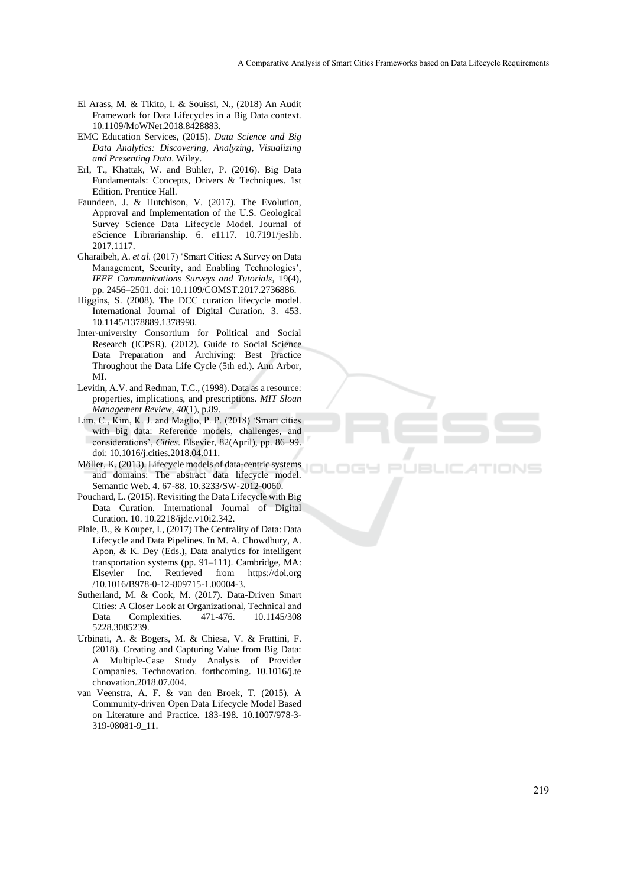El Arass, M. & Tikito, I. & Souissi, N., (2018) An Audit Framework for Data Lifecycles in a Big Data context. 10.1109/MoWNet.2018.8428883.

EMC Education Services, (2015). *Data Science and Big Data Analytics: Discovering, Analyzing, Visualizing and Presenting Data*. Wiley.

Erl, T., Khattak, W. and Buhler, P. (2016). Big Data Fundamentals: Concepts, Drivers & Techniques. 1st Edition. Prentice Hall.

Faundeen, J. & Hutchison, V. (2017). The Evolution, Approval and Implementation of the U.S. Geological Survey Science Data Lifecycle Model. Journal of eScience Librarianship. 6. e1117. 10.7191/jeslib. 2017.1117.

Gharaibeh, A. *et al.* (2017) 'Smart Cities: A Survey on Data Management, Security, and Enabling Technologies', *IEEE Communications Surveys and Tutorials*, 19(4), pp. 2456–2501. doi: 10.1109/COMST.2017.2736886.

Higgins, S. (2008). The DCC curation lifecycle model. International Journal of Digital Curation. 3. 453. 10.1145/1378889.1378998.

Inter-university Consortium for Political and Social Research (ICPSR). (2012). Guide to Social Science Data Preparation and Archiving: Best Practice Throughout the Data Life Cycle (5th ed.). Ann Arbor, MI.

Levitin, A.V. and Redman, T.C., (1998). Data as a resource: properties, implications, and prescriptions. *MIT Sloan Management Review*, *40*(1), p.89.

Lim, C., Kim, K. J. and Maglio, P. P. (2018) 'Smart cities with big data: Reference models, challenges, and considerations', *Cities*. Elsevier, 82(April), pp. 86–99. doi: 10.1016/j.cities.2018.04.011.

Möller, K. (2013). Lifecycle models of data-centric systems and domains: The abstract data lifecycle model. Semantic Web. 4. 67-88. 10.3233/SW-2012-0060.

Pouchard, L. (2015). Revisiting the Data Lifecycle with Big Data Curation. International Journal of Digital Curation. 10. 10.2218/ijdc.v10i2.342.

Plale, B., & Kouper, I., (2017) The Centrality of Data: Data Lifecycle and Data Pipelines. In M. A. Chowdhury, A. Apon, & K. Dey (Eds.), Data analytics for intelligent transportation systems (pp. 91–111). Cambridge, MA: Elsevier Inc. Retrieved from https://doi.org /10.1016/B978-0-12-809715-1.00004-3.

Sutherland, M. & Cook, M. (2017). Data-Driven Smart Cities: A Closer Look at Organizational, Technical and Data Complexities. 471-476. 10.1145/308 5228.3085239.

Urbinati, A. & Bogers, M. & Chiesa, V. & Frattini, F. (2018). Creating and Capturing Value from Big Data: A Multiple-Case Study Analysis of Provider Companies. Technovation. forthcoming. 10.1016/j.te chnovation.2018.07.004.

van Veenstra, A. F. & van den Broek, T. (2015). A Community-driven Open Data Lifecycle Model Based on Literature and Practice. 183-198. 10.1007/978-3-319-08081-9_11.